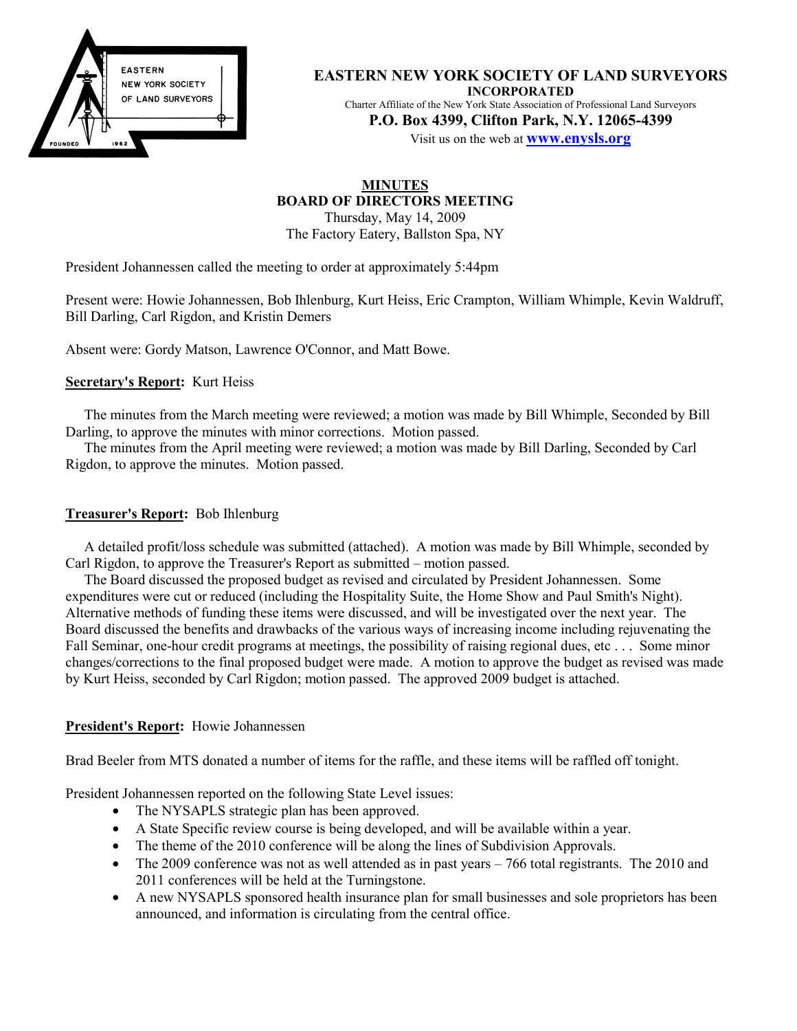**EASTERN NEW YORK SOCIETY OF LAND SURVEYORS**
**INCORPORATED**
Charter Affiliate of the New York State Association of Professional Land Surveyors
**P.O. Box 4399, Clifton Park, N.Y. 12065-4399**
Visit us on the web at **www.enysls.org**

# MINUTES
## BOARD OF DIRECTORS MEETING
Thursday, May 14, 2009
The Factory Eatery, Ballston Spa, NY

President Johannessen called the meeting to order at approximately 5:44pm

Present were: Howie Johannessen, Bob Ihlenburg, Kurt Heiss, Eric Crampton, William Whimple, Kevin Waldruff, Bill Darling, Carl Rigdon, and Kristin Demers

Absent were: Gordy Matson, Lawrence O'Connor, and Matt Bowe.

**Secretary's Report:** Kurt Heiss

The minutes from the March meeting were reviewed; a motion was made by Bill Whimple, Seconded by Bill Darling, to approve the minutes with minor corrections. Motion passed.

The minutes from the April meeting were reviewed; a motion was made by Bill Darling, Seconded by Carl Rigdon, to approve the minutes. Motion passed.

**Treasurer's Report:** Bob Ihlenburg

A detailed profit/loss schedule was submitted (attached). A motion was made by Bill Whimple, seconded by Carl Rigdon, to approve the Treasurer's Report as submitted – motion passed.

The Board discussed the proposed budget as revised and circulated by President Johannessen. Some expenditures were cut or reduced (including the Hospitality Suite, the Home Show and Paul Smith's Night). Alternative methods of funding these items were discussed, and will be investigated over the next year. The Board discussed the benefits and drawbacks of the various ways of increasing income including rejuvenating the Fall Seminar, one-hour credit programs at meetings, the possibility of raising regional dues, etc . . . Some minor changes/corrections to the final proposed budget were made. A motion to approve the budget as revised was made by Kurt Heiss, seconded by Carl Rigdon; motion passed. The approved 2009 budget is attached.

**President's Report:** Howie Johannessen

Brad Beeler from MTS donated a number of items for the raffle, and these items will be raffled off tonight.

President Johannessen reported on the following State Level issues:

- The NYSAPLS strategic plan has been approved.
- A State Specific review course is being developed, and will be available within a year.
- The theme of the 2010 conference will be along the lines of Subdivision Approvals.
- The 2009 conference was not as well attended as in past years – 766 total registrants. The 2010 and 2011 conferences will be held at the Turningstone.
- A new NYSAPLS sponsored health insurance plan for small businesses and sole proprietors has been announced, and information is circulating from the central office.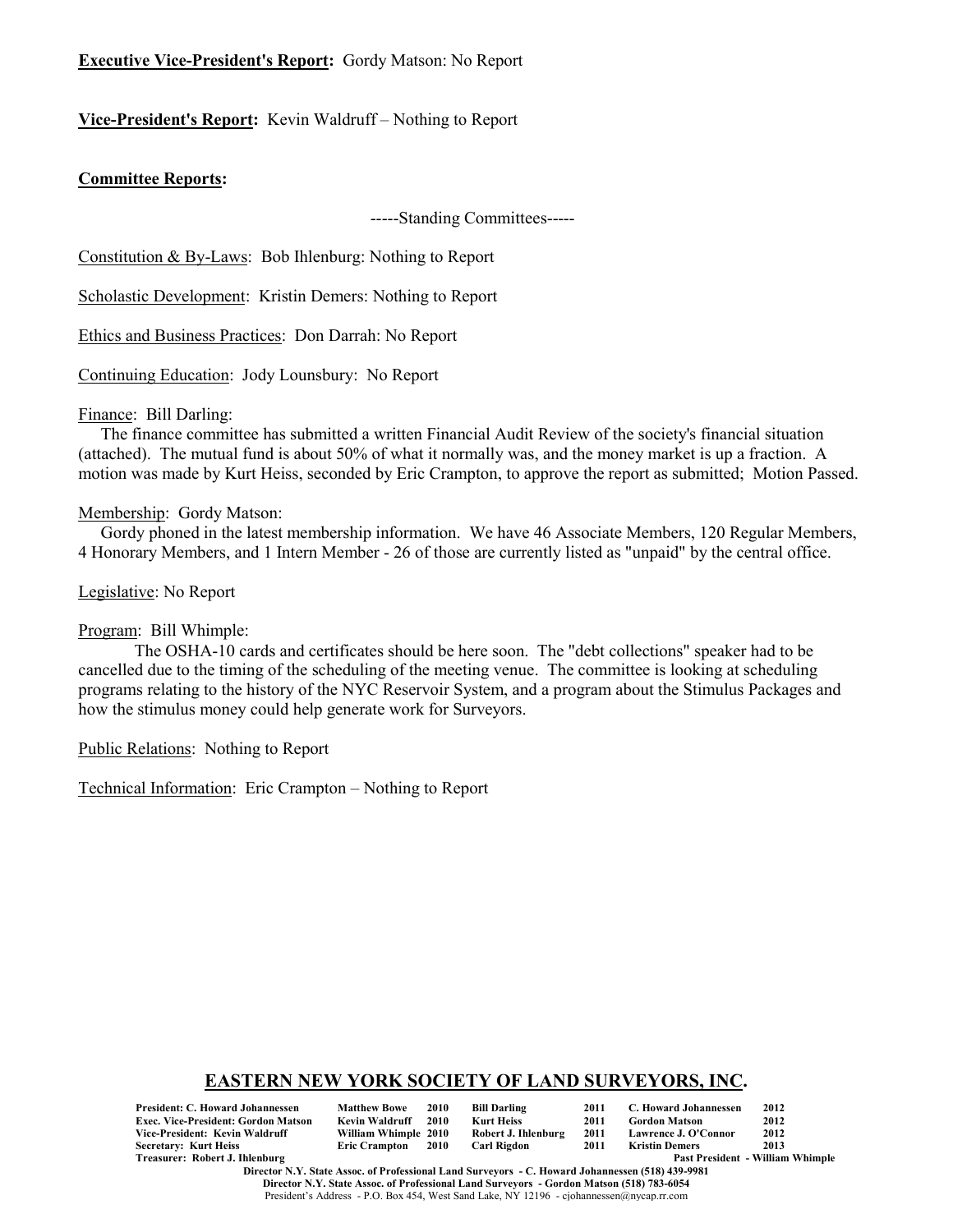**Executive Vice-President's Report:** Gordy Matson: No Report

**Vice-President's Report:** Kevin Waldruff – Nothing to Report

**Committee Reports:**

-----Standing Committees-----

Constitution & By-Laws: Bob Ihlenburg: Nothing to Report

Scholastic Development: Kristin Demers: Nothing to Report

Ethics and Business Practices: Don Darrah: No Report

Continuing Education: Jody Lounsbury: No Report

Finance: Bill Darling:

The finance committee has submitted a written Financial Audit Review of the society's financial situation (attached). The mutual fund is about 50% of what it normally was, and the money market is up a fraction. A motion was made by Kurt Heiss, seconded by Eric Crampton, to approve the report as submitted; Motion Passed.

Membership: Gordy Matson:

Gordy phoned in the latest membership information. We have 46 Associate Members, 120 Regular Members, 4 Honorary Members, and 1 Intern Member - 26 of those are currently listed as "unpaid" by the central office.

Legislative: No Report

Program: Bill Whimple:

The OSHA-10 cards and certificates should be here soon. The "debt collections" speaker had to be cancelled due to the timing of the scheduling of the meeting venue. The committee is looking at scheduling programs relating to the history of the NYC Reservoir System, and a program about the Stimulus Packages and how the stimulus money could help generate work for Surveyors.

Public Relations: Nothing to Report

Technical Information: Eric Crampton – Nothing to Report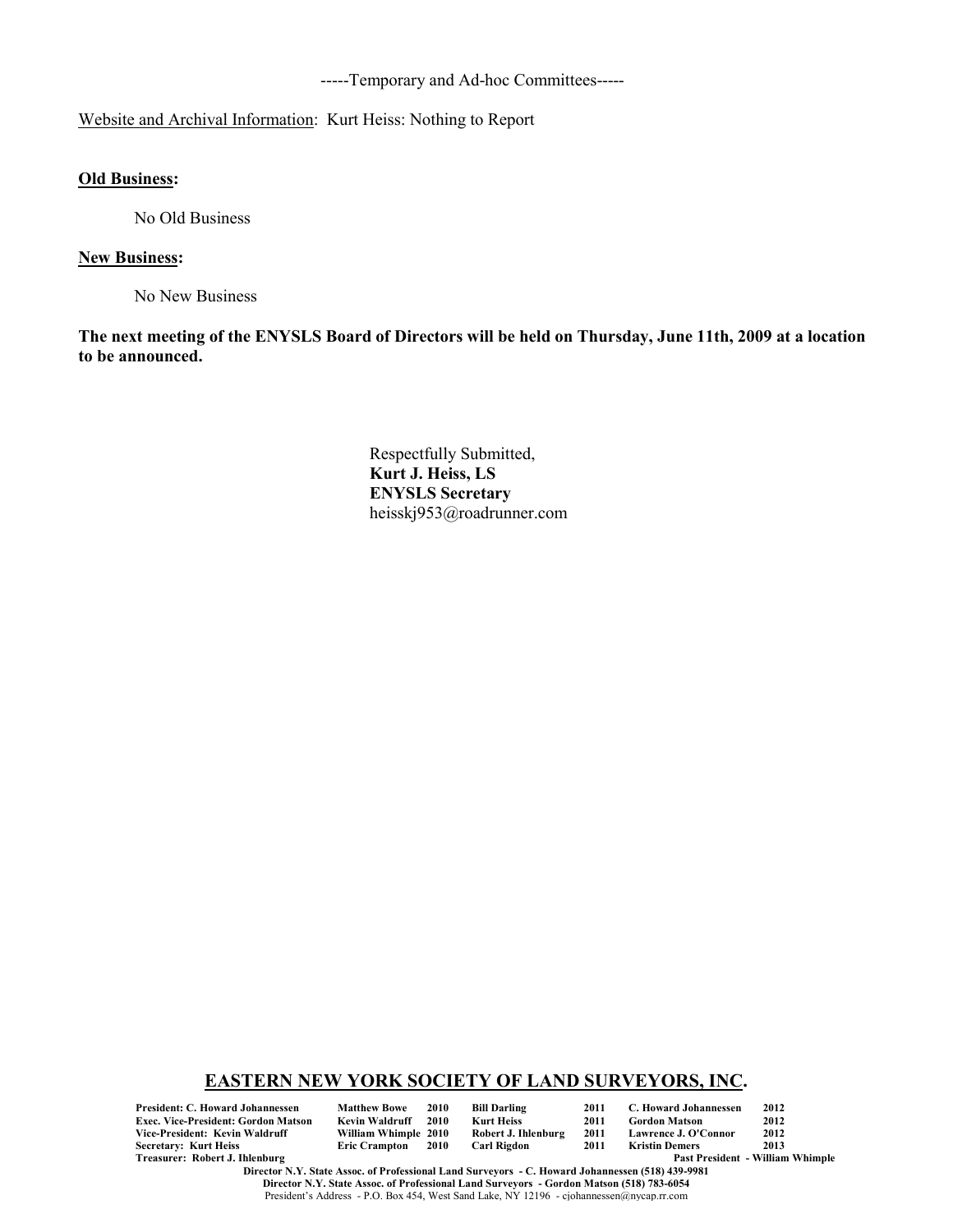-----Temporary and Ad-hoc Committees-----

Website and Archival Information: Kurt Heiss: Nothing to Report

**Old Business:**

No Old Business

**New Business:**

No New Business

**The next meeting of the ENYSLS Board of Directors will be held on Thursday, June 11th, 2009 at a location to be announced.**

Respectfully Submitted,
**Kurt J. Heiss, LS**
**ENYSLS Secretary**
heisskj953@roadrunner.com

## EASTERN NEW YORK SOCIETY OF LAND SURVEYORS, INC.

| | | | | | | | |
|---|---|---|---|---|---|---|---|
| **President: C. Howard Johannessen** | **Matthew Bowe** | **2010** | **Bill Darling** | **2011** | **C. Howard Johannessen** | **2012** | |
| **Exec. Vice-President: Gordon Matson** | **Kevin Waldruff** | **2010** | **Kurt Heiss** | **2011** | **Gordon Matson** | **2012** | |
| **Vice-President: Kevin Waldruff** | **William Whimple** | **2010** | **Robert J. Ihlenburg** | **2011** | **Lawrence J. O'Connor** | **2012** | |
| **Secretary: Kurt Heiss** | **Eric Crampton** | **2010** | **Carl Rigdon** | **2011** | **Kristin Demers** | **2013** | |
| **Treasurer: Robert J. Ihlenburg** | | | | | **Past President - William Whimple** | | |

**Director N.Y. State Assoc. of Professional Land Surveyors - C. Howard Johannessen (518) 439-9981**
**Director N.Y. State Assoc. of Professional Land Surveyors - Gordon Matson (518) 783-6054**
President's Address - P.O. Box 454, West Sand Lake, NY 12196 - cjohannessen@nycap.rr.com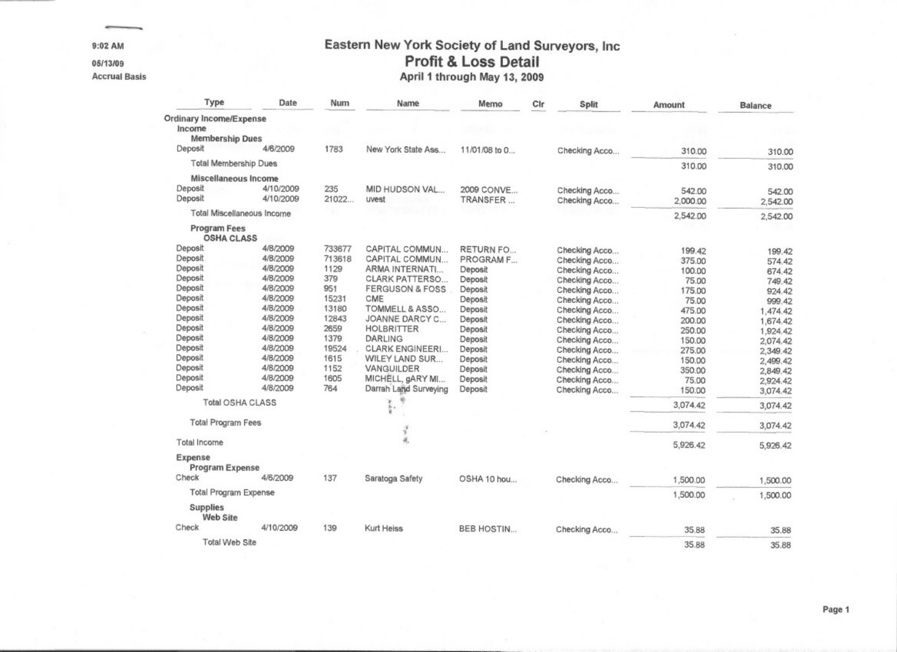9:02 AM

05/13/09

Accrual Basis

# Eastern New York Society of Land Surveyors, Inc

## Profit & Loss Detail

### April 1 through May 13, 2009

| Type | Date | Num | Name | Memo | Clr | Split | Amount | Balance |
|---|---|---|---|---|---|---|---|---|
| **Ordinary Income/Expense** | | | | | | | | |
| Income | | | | | | | | |
| **Membership Dues** | | | | | | | | |
| Deposit | 4/6/2009 | 1783 | New York State Ass... | 11/01/08 to 0... | | Checking Acco... | 310.00 | 310.00 |
| Total Membership Dues | | | | | | | 310.00 | 310.00 |
| **Miscellaneous Income** | | | | | | | | |
| Deposit | 4/10/2009 | 235 | MID HUDSON VAL... | 2009 CONVE... | | Checking Acco... | 542.00 | 542.00 |
| Deposit | 4/10/2009 | 21022... | uvest | TRANSFER ... | | Checking Acco... | 2,000.00 | 2,542.00 |
| Total Miscellaneous Income | | | | | | | 2,542.00 | 2,542.00 |
| **Program Fees** | | | | | | | | |
| **OSHA CLASS** | | | | | | | | |
| Deposit | 4/8/2009 | 733677 | CAPITAL COMMUN... | RETURN FO... | | Checking Acco... | 199.42 | 199.42 |
| Deposit | 4/8/2009 | 713618 | CAPITAL COMMUN... | PROGRAM F... | | Checking Acco... | 375.00 | 574.42 |
| Deposit | 4/8/2009 | 1129 | ARMA INTERNATI... | Deposit | | Checking Acco... | 100.00 | 674.42 |
| Deposit | 4/8/2009 | 379 | CLARK PATTERSO... | Deposit | | Checking Acco... | 75.00 | 749.42 |
| Deposit | 4/8/2009 | 951 | FERGUSON & FOSS | Deposit | | Checking Acco... | 175.00 | 924.42 |
| Deposit | 4/8/2009 | 15231 | CME | Deposit | | Checking Acco... | 75.00 | 999.42 |
| Deposit | 4/8/2009 | 13180 | TOMMELL & ASSO... | Deposit | | Checking Acco... | 475.00 | 1,474.42 |
| Deposit | 4/8/2009 | 12843 | JOANNE DARCY C... | Deposit | | Checking Acco... | 200.00 | 1,674.42 |
| Deposit | 4/8/2009 | 2659 | HOLBRITTER | Deposit | | Checking Acco... | 250.00 | 1,924.42 |
| Deposit | 4/8/2009 | 1379 | DARLING | Deposit | | Checking Acco... | 150.00 | 2,074.42 |
| Deposit | 4/8/2009 | 19524 | CLARK ENGINEERI... | Deposit | | Checking Acco... | 275.00 | 2,349.42 |
| Deposit | 4/8/2009 | 1615 | WILEY LAND SUR... | Deposit | | Checking Acco... | 150.00 | 2,499.42 |
| Deposit | 4/8/2009 | 1152 | VANGUILDER | Deposit | | Checking Acco... | 350.00 | 2,849.42 |
| Deposit | 4/8/2009 | 1605 | MICHELL, gARY MI... | Deposit | | Checking Acco... | 75.00 | 2,924.42 |
| Deposit | 4/8/2009 | 764 | Darrah Land Surveying | Deposit | | Checking Acco... | 150.00 | 3,074.42 |
| Total OSHA CLASS | | | | | | | 3,074.42 | 3,074.42 |
| Total Program Fees | | | | | | | 3,074.42 | 3,074.42 |
| Total Income | | | | | | | 5,926.42 | 5,926.42 |
| **Expense** | | | | | | | | |
| **Program Expense** | | | | | | | | |
| Check | 4/6/2009 | 137 | Saratoga Safety | OSHA 10 hou... | | Checking Acco... | 1,500.00 | 1,500.00 |
| Total Program Expense | | | | | | | 1,500.00 | 1,500.00 |
| **Supplies** | | | | | | | | |
| **Web Site** | | | | | | | | |
| Check | 4/10/2009 | 139 | Kurt Heiss | BEB HOSTIN... | | Checking Acco... | 35.88 | 35.88 |
| Total Web Site | | | | | | | 35.88 | 35.88 |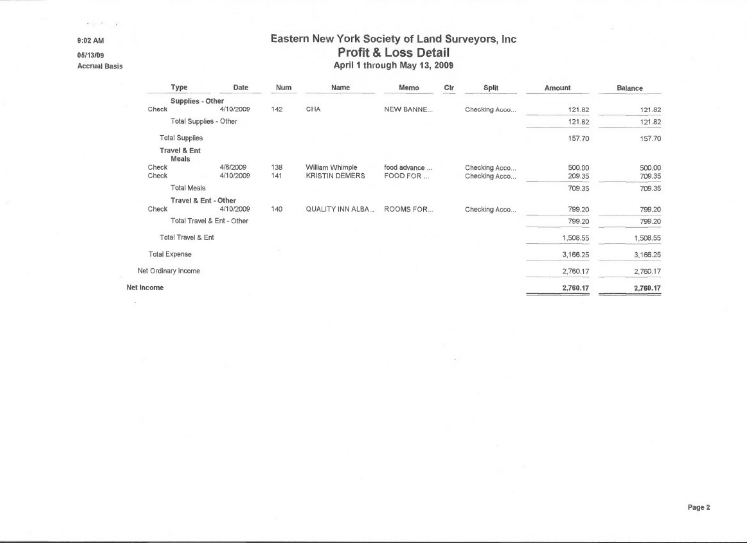9:02 AM

05/13/09

Accrual Basis

# Eastern New York Society of Land Surveyors, Inc

## Profit & Loss Detail

### April 1 through May 13, 2009

| Type | Date | Num | Name | Memo | Clr | Split | Amount | Balance |
|---|---|---|---|---|---|---|---|---|
| **Supplies - Other** | | | | | | | | |
| Check | 4/10/2009 | 142 | CHA | NEW BANNE... | | Checking Acco... | 121.82 | 121.82 |
| Total Supplies - Other | | | | | | | 121.82 | 121.82 |
| Total Supplies | | | | | | | 157.70 | 157.70 |
| **Travel & Ent** | | | | | | | | |
| **Meals** | | | | | | | | |
| Check | 4/6/2009 | 138 | William Whimple | food advance ... | | Checking Acco... | 500.00 | 500.00 |
| Check | 4/10/2009 | 141 | KRISTIN DEMERS | FOOD FOR ... | | Checking Acco... | 209.35 | 709.35 |
| Total Meals | | | | | | | 709.35 | 709.35 |
| **Travel & Ent - Other** | | | | | | | | |
| Check | 4/10/2009 | 140 | QUALITY INN ALBA... | ROOMS FOR... | | Checking Acco... | 799.20 | 799.20 |
| Total Travel & Ent - Other | | | | | | | 799.20 | 799.20 |
| Total Travel & Ent | | | | | | | 1,508.55 | 1,508.55 |
| Total Expense | | | | | | | 3,166.25 | 3,166.25 |
| Net Ordinary Income | | | | | | | 2,760.17 | 2,760.17 |
| **Net Income** | | | | | | | **2,760.17** | **2,760.17** |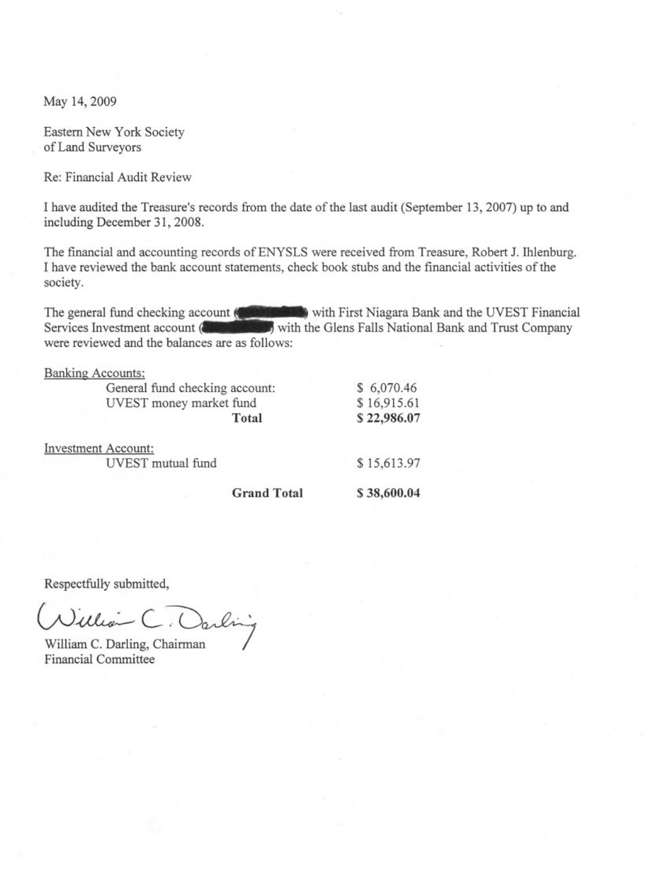May 14, 2009

Eastern New York Society
of Land Surveyors

Re: Financial Audit Review

I have audited the Treasure's records from the date of the last audit (September 13, 2007) up to and including December 31, 2008.

The financial and accounting records of ENYSLS were received from Treasure, Robert J. Ihlenburg. I have reviewed the bank account statements, check book stubs and the financial activities of the society.

The general fund checking account (██████) with First Niagara Bank and the UVEST Financial Services Investment account (██████) with the Glens Falls National Bank and Trust Company were reviewed and the balances are as follows:

| Banking Accounts: | |
|---|---|
| General fund checking account: | $ 6,070.46 |
| UVEST money market fund | $ 16,915.61 |
| **Total** | **$ 22,986.07** |
| Investment Account: | |
| UVEST mutual fund | $ 15,613.97 |
| **Grand Total** | **$ 38,600.04** |

Respectfully submitted,

William C. Darling

William C. Darling, Chairman
Financial Committee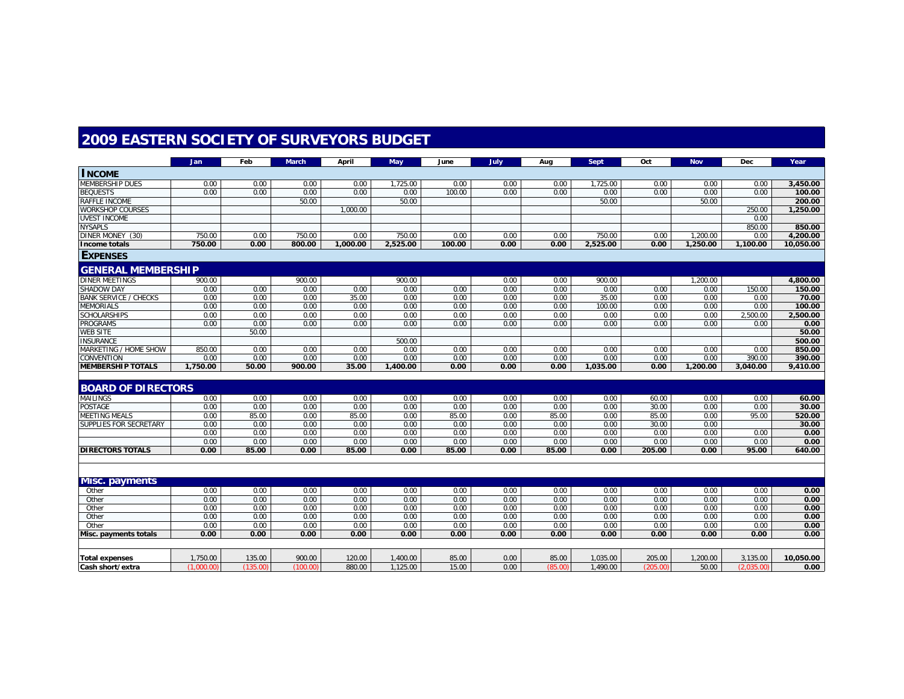# 2009 EASTERN SOCIETY OF SURVEYORS BUDGET

| | Jan | Feb | March | April | May | June | July | Aug | Sept | Oct | Nov | Dec | Year |
|---|---|---|---|---|---|---|---|---|---|---|---|---|---|
| **INCOME** | | | | | | | | | | | | | |
| MEMBERSHIP DUES | 0.00 | 0.00 | 0.00 | 0.00 | 1,725.00 | 0.00 | 0.00 | 0.00 | 1,725.00 | 0.00 | 0.00 | 0.00 | 3,450.00 |
| BEQUESTS | 0.00 | 0.00 | 0.00 | 0.00 | 0.00 | 100.00 | 0.00 | 0.00 | 0.00 | 0.00 | 0.00 | 0.00 | 100.00 |
| RAFFLE INCOME | | | 50.00 | | 50.00 | | | | 50.00 | | 50.00 | | 200.00 |
| WORKSHOP COURSES | | | | 1,000.00 | | | | | | | | 250.00 | 1,250.00 |
| UVEST INCOME | | | | | | | | | | | | 0.00 | |
| NYSAPLS | | | | | | | | | | | | 850.00 | 850.00 |
| DINER MONEY (30) | 750.00 | 0.00 | 750.00 | 0.00 | 750.00 | 0.00 | 0.00 | 0.00 | 750.00 | 0.00 | 1,200.00 | 0.00 | 4,200.00 |
| **Income totals** | **750.00** | **0.00** | **800.00** | **1,000.00** | **2,525.00** | **100.00** | **0.00** | **0.00** | **2,525.00** | **0.00** | **1,250.00** | **1,100.00** | **10,050.00** |
| **EXPENSES** | | | | | | | | | | | | | |
| **GENERAL MEMBERSHIP** | | | | | | | | | | | | | |
| DINER MEETINGS | 900.00 | | 900.00 | | 900.00 | | 0.00 | 0.00 | 900.00 | | 1,200.00 | | 4,800.00 |
| SHADOW DAY | 0.00 | 0.00 | 0.00 | 0.00 | 0.00 | 0.00 | 0.00 | 0.00 | 0.00 | 0.00 | 0.00 | 150.00 | 150.00 |
| BANK SERVICE / CHECKS | 0.00 | 0.00 | 0.00 | 35.00 | 0.00 | 0.00 | 0.00 | 0.00 | 35.00 | 0.00 | 0.00 | 0.00 | 70.00 |
| MEMORIALS | 0.00 | 0.00 | 0.00 | 0.00 | 0.00 | 0.00 | 0.00 | 0.00 | 100.00 | 0.00 | 0.00 | 0.00 | 100.00 |
| SCHOLARSHIPS | 0.00 | 0.00 | 0.00 | 0.00 | 0.00 | 0.00 | 0.00 | 0.00 | 0.00 | 0.00 | 0.00 | 2,500.00 | 2,500.00 |
| PROGRAMS | 0.00 | 0.00 | 0.00 | 0.00 | 0.00 | 0.00 | 0.00 | 0.00 | 0.00 | 0.00 | 0.00 | 0.00 | 0.00 |
| WEB SITE | | 50.00 | | | | | | | | | | | 50.00 |
| INSURANCE | | | | | 500.00 | | | | | | | | 500.00 |
| MARKETING / HOME SHOW | 850.00 | 0.00 | 0.00 | 0.00 | 0.00 | 0.00 | 0.00 | 0.00 | 0.00 | 0.00 | 0.00 | 0.00 | 850.00 |
| CONVENTION | 0.00 | 0.00 | 0.00 | 0.00 | 0.00 | 0.00 | 0.00 | 0.00 | 0.00 | 0.00 | 0.00 | 390.00 | 390.00 |
| **MEMBERSHIP TOTALS** | **1,750.00** | **50.00** | **900.00** | **35.00** | **1,400.00** | **0.00** | **0.00** | **0.00** | **1,035.00** | **0.00** | **1,200.00** | **3,040.00** | **9,410.00** |
| **BOARD OF DIRECTORS** | | | | | | | | | | | | | |
| MAILINGS | 0.00 | 0.00 | 0.00 | 0.00 | 0.00 | 0.00 | 0.00 | 0.00 | 0.00 | 60.00 | 0.00 | 0.00 | 60.00 |
| POSTAGE | 0.00 | 0.00 | 0.00 | 0.00 | 0.00 | 0.00 | 0.00 | 0.00 | 0.00 | 30.00 | 0.00 | 0.00 | 30.00 |
| MEETING MEALS | 0.00 | 85.00 | 0.00 | 85.00 | 0.00 | 85.00 | 0.00 | 85.00 | 0.00 | 85.00 | 0.00 | 95.00 | 520.00 |
| SUPPLIES FOR SECRETARY | 0.00 | 0.00 | 0.00 | 0.00 | 0.00 | 0.00 | 0.00 | 0.00 | 0.00 | 30.00 | 0.00 | | 30.00 |
| | 0.00 | 0.00 | 0.00 | 0.00 | 0.00 | 0.00 | 0.00 | 0.00 | 0.00 | 0.00 | 0.00 | 0.00 | 0.00 |
| | 0.00 | 0.00 | 0.00 | 0.00 | 0.00 | 0.00 | 0.00 | 0.00 | 0.00 | 0.00 | 0.00 | 0.00 | 0.00 |
| **DIRECTORS TOTALS** | **0.00** | **85.00** | **0.00** | **85.00** | **0.00** | **85.00** | **0.00** | **85.00** | **0.00** | **205.00** | **0.00** | **95.00** | **640.00** |
| **Misc. payments** | | | | | | | | | | | | | |
| Other | 0.00 | 0.00 | 0.00 | 0.00 | 0.00 | 0.00 | 0.00 | 0.00 | 0.00 | 0.00 | 0.00 | 0.00 | 0.00 |
| Other | 0.00 | 0.00 | 0.00 | 0.00 | 0.00 | 0.00 | 0.00 | 0.00 | 0.00 | 0.00 | 0.00 | 0.00 | 0.00 |
| Other | 0.00 | 0.00 | 0.00 | 0.00 | 0.00 | 0.00 | 0.00 | 0.00 | 0.00 | 0.00 | 0.00 | 0.00 | 0.00 |
| Other | 0.00 | 0.00 | 0.00 | 0.00 | 0.00 | 0.00 | 0.00 | 0.00 | 0.00 | 0.00 | 0.00 | 0.00 | 0.00 |
| Other | 0.00 | 0.00 | 0.00 | 0.00 | 0.00 | 0.00 | 0.00 | 0.00 | 0.00 | 0.00 | 0.00 | 0.00 | 0.00 |
| **Misc. payments totals** | **0.00** | **0.00** | **0.00** | **0.00** | **0.00** | **0.00** | **0.00** | **0.00** | **0.00** | **0.00** | **0.00** | **0.00** | **0.00** |
| **Total expenses** | 1,750.00 | 135.00 | 900.00 | 120.00 | 1,400.00 | 85.00 | 0.00 | 85.00 | 1,035.00 | 205.00 | 1,200.00 | 3,135.00 | **10,050.00** |
| **Cash short/extra** | (1,000.00) | (135.00) | (100.00) | 880.00 | 1,125.00 | 15.00 | 0.00 | (85.00) | 1,490.00 | (205.00) | 50.00 | (2,035.00) | **0.00** |